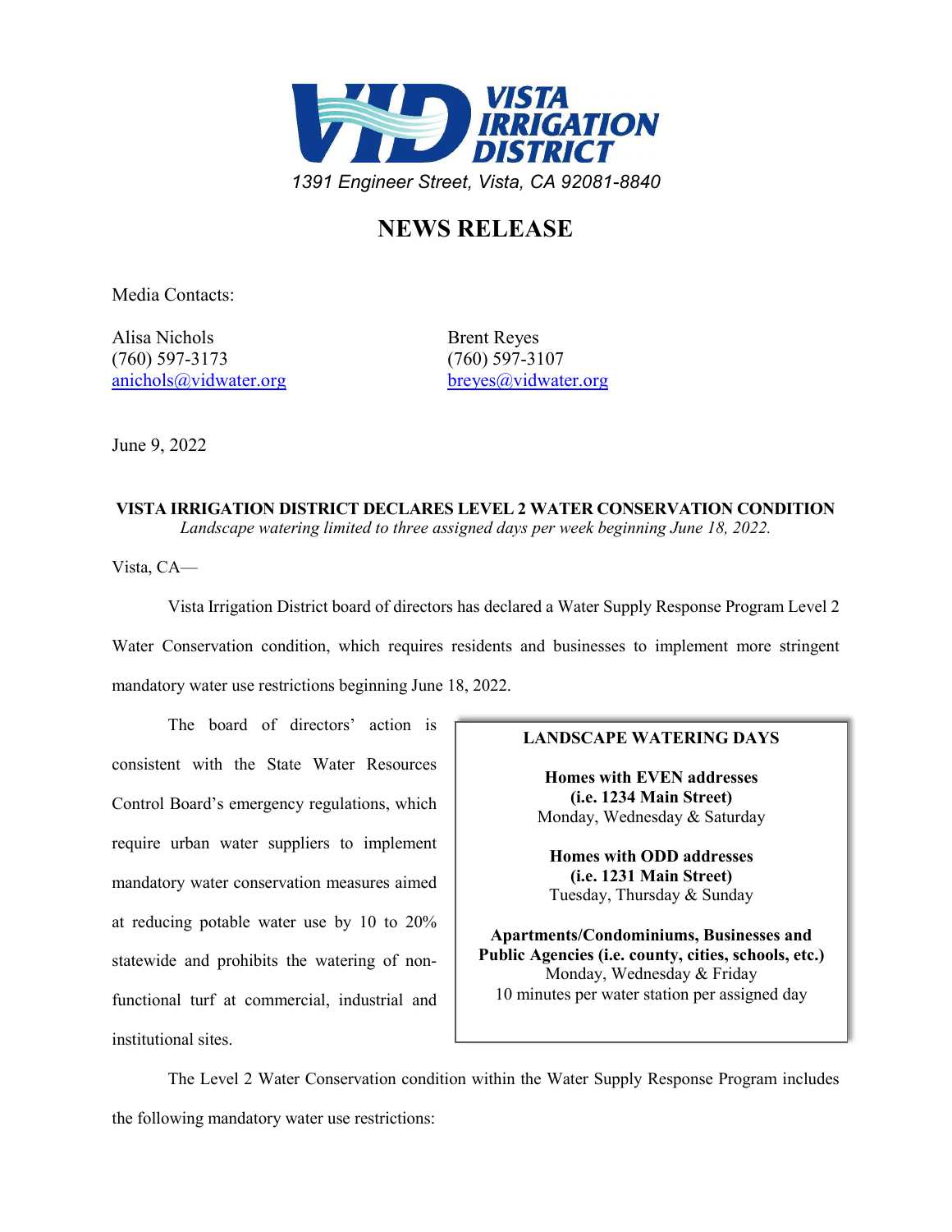**VISTA IRRIGATION DISTRICT**

*1391 Engineer Street, Vista, CA 92081-8840*

# NEWS RELEASE

Media Contacts:

Alisa Nichols
(760) 597-3173
anichols@vidwater.org

Brent Reyes
(760) 597-3107
breyes@vidwater.org

June 9, 2022

## VISTA IRRIGATION DISTRICT DECLARES LEVEL 2 WATER CONSERVATION CONDITION

*Landscape watering limited to three assigned days per week beginning June 18, 2022.*

Vista, CA—

Vista Irrigation District board of directors has declared a Water Supply Response Program Level 2 Water Conservation condition, which requires residents and businesses to implement more stringent mandatory water use restrictions beginning June 18, 2022.

The board of directors' action is consistent with the State Water Resources Control Board's emergency regulations, which require urban water suppliers to implement mandatory water conservation measures aimed at reducing potable water use by 10 to 20% statewide and prohibits the watering of non-functional turf at commercial, industrial and institutional sites.

**LANDSCAPE WATERING DAYS**

**Homes with EVEN addresses**
**(i.e. 1234 Main Street)**
Monday, Wednesday & Saturday

**Homes with ODD addresses**
**(i.e. 1231 Main Street)**
Tuesday, Thursday & Sunday

**Apartments/Condominiums, Businesses and Public Agencies (i.e. county, cities, schools, etc.)**
Monday, Wednesday & Friday
10 minutes per water station per assigned day

The Level 2 Water Conservation condition within the Water Supply Response Program includes the following mandatory water use restrictions: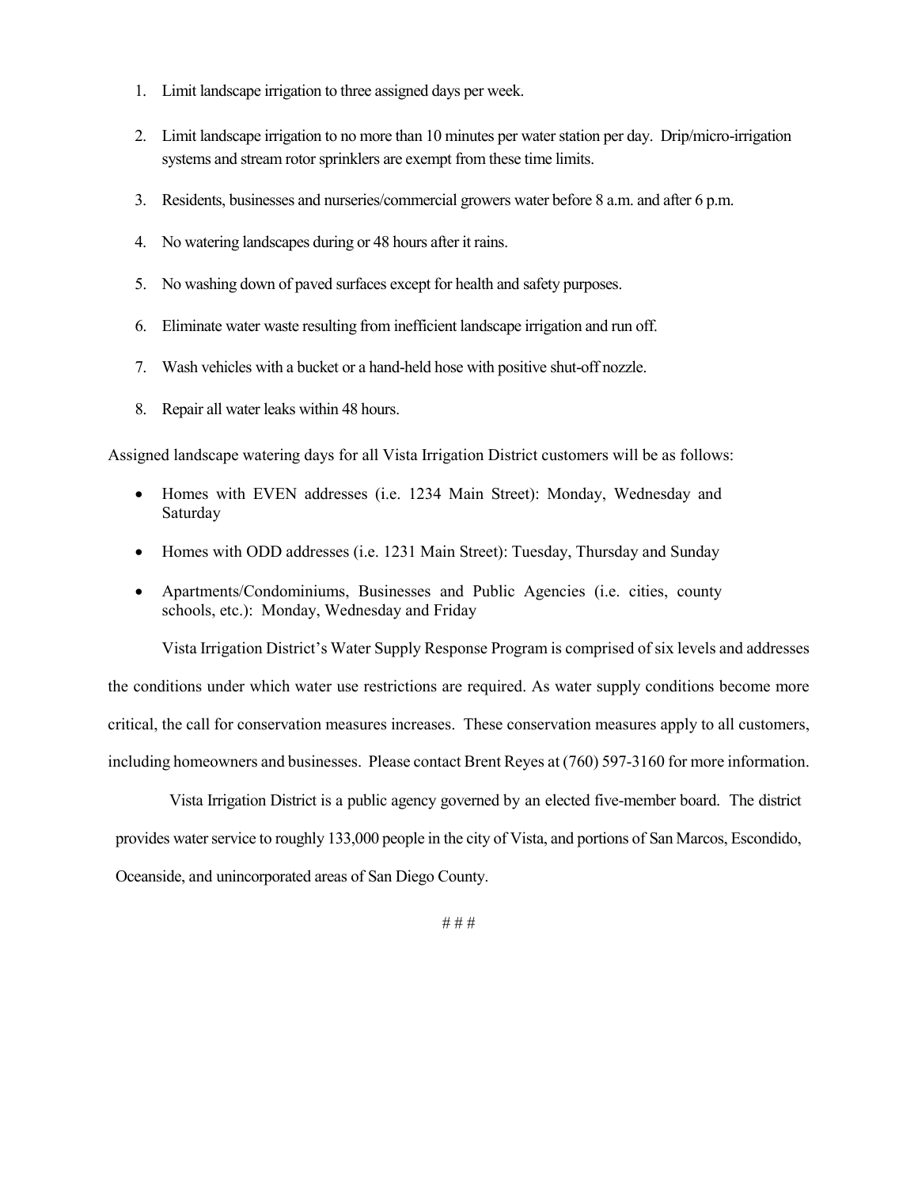1. Limit landscape irrigation to three assigned days per week.

2. Limit landscape irrigation to no more than 10 minutes per water station per day. Drip/micro-irrigation systems and stream rotor sprinklers are exempt from these time limits.

3. Residents, businesses and nurseries/commercial growers water before 8 a.m. and after 6 p.m.

4. No watering landscapes during or 48 hours after it rains.

5. No washing down of paved surfaces except for health and safety purposes.

6. Eliminate water waste resulting from inefficient landscape irrigation and run off.

7. Wash vehicles with a bucket or a hand-held hose with positive shut-off nozzle.

8. Repair all water leaks within 48 hours.

Assigned landscape watering days for all Vista Irrigation District customers will be as follows:

- Homes with EVEN addresses (i.e. 1234 Main Street): Monday, Wednesday and Saturday
- Homes with ODD addresses (i.e. 1231 Main Street): Tuesday, Thursday and Sunday
- Apartments/Condominiums, Businesses and Public Agencies (i.e. cities, county schools, etc.): Monday, Wednesday and Friday

Vista Irrigation District's Water Supply Response Program is comprised of six levels and addresses the conditions under which water use restrictions are required. As water supply conditions become more critical, the call for conservation measures increases. These conservation measures apply to all customers, including homeowners and businesses. Please contact Brent Reyes at (760) 597-3160 for more information.

Vista Irrigation District is a public agency governed by an elected five-member board. The district provides water service to roughly 133,000 people in the city of Vista, and portions of San Marcos, Escondido, Oceanside, and unincorporated areas of San Diego County.

# # #